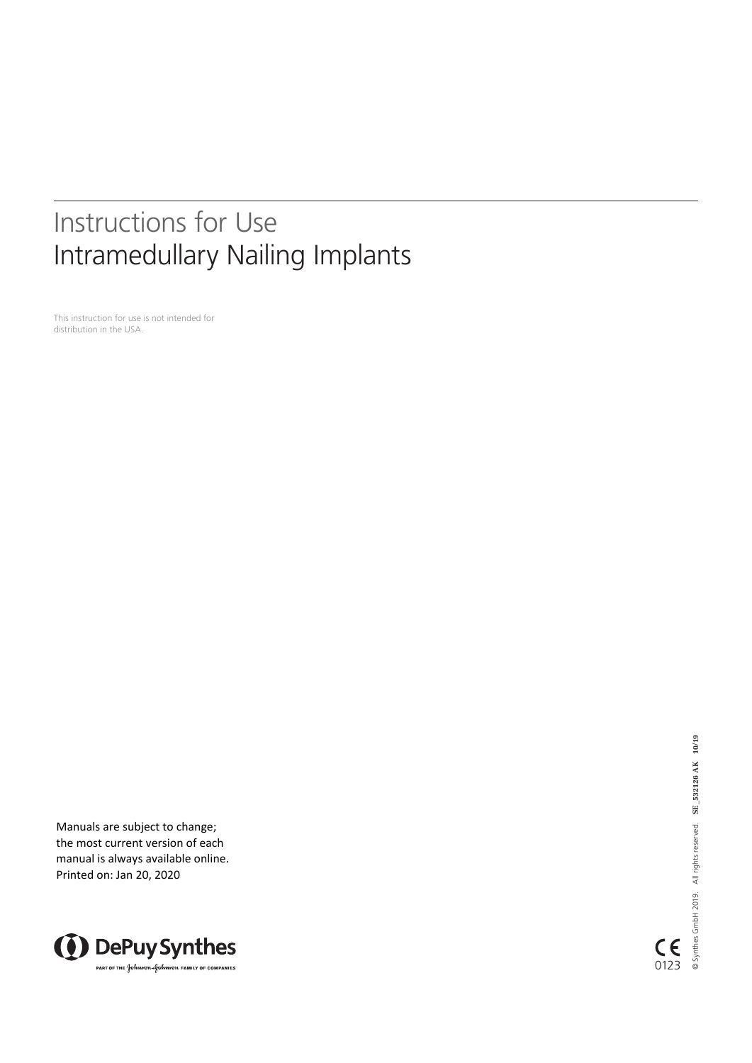# Instructions for Use
# Intramedullary Nailing Implants

This instruction for use is not intended for distribution in the USA.

Manuals are subject to change; the most current version of each manual is always available online.
Printed on: Jan 20, 2020

DePuy Synthes
PART OF THE Johnson & Johnson FAMILY OF COMPANIES

CE 0123

© Synthes GmbH 2019. All rights reserved. SE_532126 AK 10/19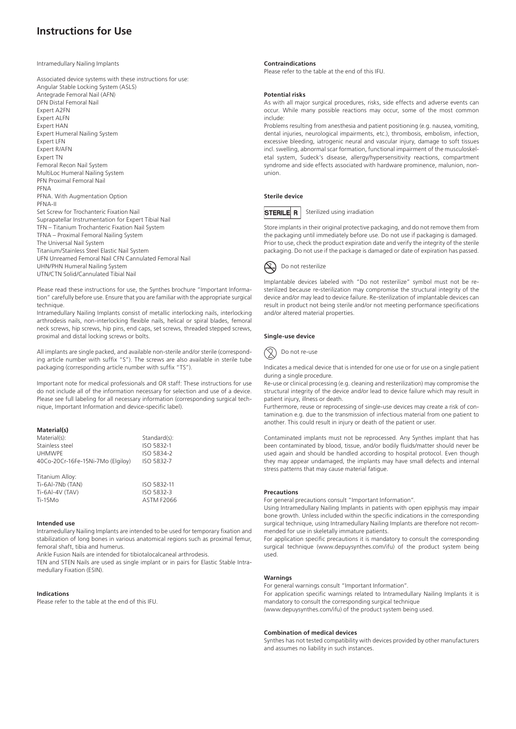# Instructions for Use

Intramedullary Nailing Implants

Associated device systems with these instructions for use:
Angular Stable Locking System (ASLS)
Antegrade Femoral Nail (AFN)
DFN Distal Femoral Nail
Expert A2FN
Expert ALFN
Expert HAN
Expert Humeral Nailing System
Expert LFN
Expert R/AFN
Expert TN
Femoral Recon Nail System
MultiLoc Humeral Nailing System
PFN Proximal Femoral Nail
PFNA
PFNA. With Augmentation Option
PFNA-II
Set Screw for Trochanteric Fixation Nail
Suprapatellar Instrumentation for Expert Tibial Nail
TFN – Titanium Trochanteric Fixation Nail System
TFNA – Proximal Femoral Nailing System
The Universal Nail System
Titanium/Stainless Steel Elastic Nail System
UFN Unreamed Femoral Nail CFN Cannulated Femoral Nail
UHN/PHN Humeral Nailing System
UTN/CTN Solid/Cannulated Tibial Nail

Please read these instructions for use, the Synthes brochure "Important Information" carefully before use. Ensure that you are familiar with the appropriate surgical technique.

Intramedullary Nailing Implants consist of metallic interlocking nails, interlocking arthrodesis nails, non-interlocking flexible nails, helical or spiral blades, femoral neck screws, hip screws, hip pins, end caps, set screws, threaded stepped screws, proximal and distal locking screws or bolts.

All implants are single packed, and available non-sterile and/or sterile (corresponding article number with suffix "S"). The screws are also available in sterile tube packaging (corresponding article number with suffix "TS").

Important note for medical professionals and OR staff: These instructions for use do not include all of the information necessary for selection and use of a device. Please see full labeling for all necessary information (corresponding surgical technique, Important Information and device-specific label).

### Material(s)

| Material(s): | Standard(s): |
|---|---|
| Stainless steel | ISO 5832-1 |
| UHMWPE | ISO 5834-2 |
| 40Co-20Cr-16Fe-15Ni-7Mo (Elgiloy) | ISO 5832-7 |
| Titanium Alloy: | |
| Ti-6Al-7Nb (TAN) | ISO 5832-11 |
| Ti-6Al-4V (TAV) | ISO 5832-3 |
| Ti-15Mo | ASTM F2066 |

### Intended use

Intramedullary Nailing Implants are intended to be used for temporary fixation and stabilization of long bones in various anatomical regions such as proximal femur, femoral shaft, tibia and humerus.
Ankle Fusion Nails are intended for tibiotalocalcaneal arthrodesis.
TEN and STEN Nails are used as single implant or in pairs for Elastic Stable Intramedullary Fixation (ESIN).

### Indications

Please refer to the table at the end of this IFU.

### Contraindications

Please refer to the table at the end of this IFU.

### Potential risks

As with all major surgical procedures, risks, side effects and adverse events can occur. While many possible reactions may occur, some of the most common include:
Problems resulting from anesthesia and patient positioning (e.g. nausea, vomiting, dental injuries, neurological impairments, etc.), thrombosis, embolism, infection, excessive bleeding, iatrogenic neural and vascular injury, damage to soft tissues incl. swelling, abnormal scar formation, functional impairment of the musculoskeletal system, Sudeck's disease, allergy/hypersensitivity reactions, compartment syndrome and side effects associated with hardware prominence, malunion, nonunion.

### Sterile device

STERILE R  Sterilized using irradiation

Store implants in their original protective packaging, and do not remove them from the packaging until immediately before use. Do not use if packaging is damaged. Prior to use, check the product expiration date and verify the integrity of the sterile packaging. Do not use if the package is damaged or date of expiration has passed.

Do not resterilize

Implantable devices labeled with "Do not resterilize" symbol must not be resterilized because re-sterilization may compromise the structural integrity of the device and/or may lead to device failure. Re-sterilization of implantable devices can result in product not being sterile and/or not meeting performance specifications and/or altered material properties.

### Single-use device

Do not re-use

Indicates a medical device that is intended for one use or for use on a single patient during a single procedure.
Re-use or clinical processing (e.g. cleaning and resterilization) may compromise the structural integrity of the device and/or lead to device failure which may result in patient injury, illness or death.
Furthermore, reuse or reprocessing of single-use devices may create a risk of contamination e.g. due to the transmission of infectious material from one patient to another. This could result in injury or death of the patient or user.

Contaminated implants must not be reprocessed. Any Synthes implant that has been contaminated by blood, tissue, and/or bodily fluids/matter should never be used again and should be handled according to hospital protocol. Even though they may appear undamaged, the implants may have small defects and internal stress patterns that may cause material fatigue.

### Precautions

For general precautions consult "Important Information".
Using Intramedullary Nailing Implants in patients with open epiphysis may impair bone growth. Unless included within the specific indications in the corresponding surgical technique, using Intramedullary Nailing Implants are therefore not recommended for use in skeletally immature patients.
For application specific precautions it is mandatory to consult the corresponding surgical technique (www.depuysynthes.com/ifu) of the product system being used.

### Warnings

For general warnings consult "Important Information".
For application specific warnings related to Intramedullary Nailing Implants it is mandatory to consult the corresponding surgical technique
(www.depuysynthes.com/ifu) of the product system being used.

### Combination of medical devices

Synthes has not tested compatibility with devices provided by other manufacturers and assumes no liability in such instances.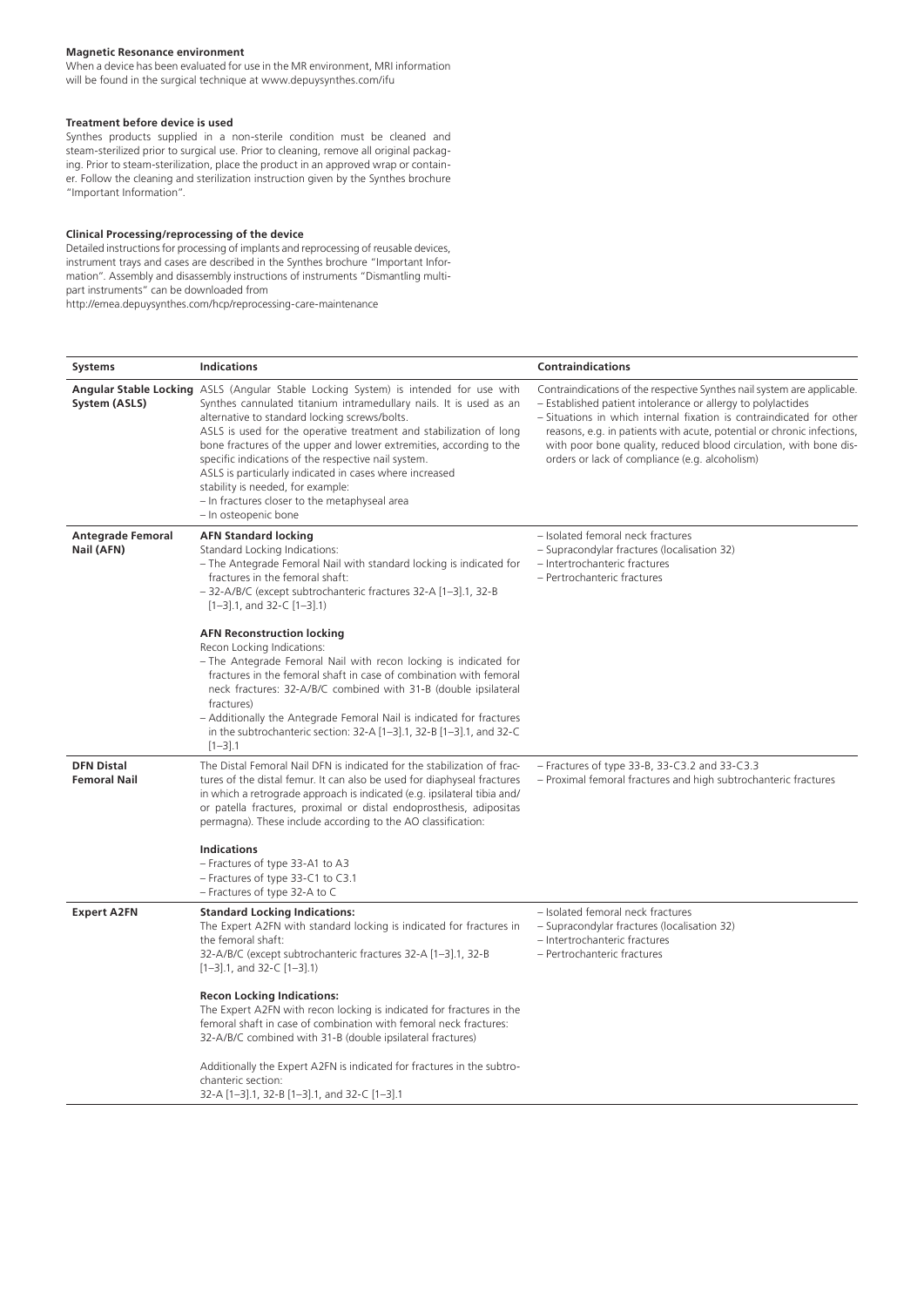**Magnetic Resonance environment**

When a device has been evaluated for use in the MR environment, MRI information will be found in the surgical technique at www.depuysynthes.com/ifu

**Treatment before device is used**

Synthes products supplied in a non-sterile condition must be cleaned and steam-sterilized prior to surgical use. Prior to cleaning, remove all original packaging. Prior to steam-sterilization, place the product in an approved wrap or container. Follow the cleaning and sterilization instruction given by the Synthes brochure "Important Information".

**Clinical Processing/reprocessing of the device**

Detailed instructions for processing of implants and reprocessing of reusable devices, instrument trays and cases are described in the Synthes brochure "Important Information". Assembly and disassembly instructions of instruments "Dismantling multipart instruments" can be downloaded from
http://emea.depuysynthes.com/hcp/reprocessing-care-maintenance

| Systems | Indications | Contraindications |
|---|---|---|
| **Angular Stable Locking System (ASLS)** | ASLS (Angular Stable Locking System) is intended for use with Synthes cannulated titanium intramedullary nails. It is used as an alternative to standard locking screws/bolts.<br>ASLS is used for the operative treatment and stabilization of long bone fractures of the upper and lower extremities, according to the specific indications of the respective nail system.<br>ASLS is particularly indicated in cases where increased stability is needed, for example:<br>– In fractures closer to the metaphyseal area<br>– In osteopenic bone | Contraindications of the respective Synthes nail system are applicable.<br>– Established patient intolerance or allergy to polylactides<br>– Situations in which internal fixation is contraindicated for other reasons, e.g. in patients with acute, potential or chronic infections, with poor bone quality, reduced blood circulation, with bone disorders or lack of compliance (e.g. alcoholism) |
| **Antegrade Femoral Nail (AFN)** | **AFN Standard locking**<br>Standard Locking Indications:<br>– The Antegrade Femoral Nail with standard locking is indicated for fractures in the femoral shaft:<br>– 32-A/B/C (except subtrochanteric fractures 32-A [1–3].1, 32-B [1–3].1, and 32-C [1–3].1)<br><br>**AFN Reconstruction locking**<br>Recon Locking Indications:<br>– The Antegrade Femoral Nail with recon locking is indicated for fractures in the femoral shaft in case of combination with femoral neck fractures: 32-A/B/C combined with 31-B (double ipsilateral fractures)<br>– Additionally the Antegrade Femoral Nail is indicated for fractures in the subtrochanteric section: 32-A [1–3].1, 32-B [1–3].1, and 32-C [1–3].1 | – Isolated femoral neck fractures<br>– Supracondylar fractures (localisation 32)<br>– Intertrochanteric fractures<br>– Pertrochanteric fractures |
| **DFN Distal Femoral Nail** | The Distal Femoral Nail DFN is indicated for the stabilization of fractures of the distal femur. It can also be used for diaphyseal fractures in which a retrograde approach is indicated (e.g. ipsilateral tibia and/or patella fractures, proximal or distal endoprosthesis, adipositas permagna). These include according to the AO classification:<br><br>**Indications**<br>– Fractures of type 33-A1 to A3<br>– Fractures of type 33-C1 to C3.1<br>– Fractures of type 32-A to C | – Fractures of type 33-B, 33-C3.2 and 33-C3.3<br>– Proximal femoral fractures and high subtrochanteric fractures |
| **Expert A2FN** | **Standard Locking Indications:**<br>The Expert A2FN with standard locking is indicated for fractures in the femoral shaft:<br>32-A/B/C (except subtrochanteric fractures 32-A [1–3].1, 32-B [1–3].1, and 32-C [1–3].1)<br><br>**Recon Locking Indications:**<br>The Expert A2FN with recon locking is indicated for fractures in the femoral shaft in case of combination with femoral neck fractures: 32-A/B/C combined with 31-B (double ipsilateral fractures)<br><br>Additionally the Expert A2FN is indicated for fractures in the subtrochanteric section:<br>32-A [1–3].1, 32-B [1–3].1, and 32-C [1–3].1 | – Isolated femoral neck fractures<br>– Supracondylar fractures (localisation 32)<br>– Intertrochanteric fractures<br>– Pertrochanteric fractures |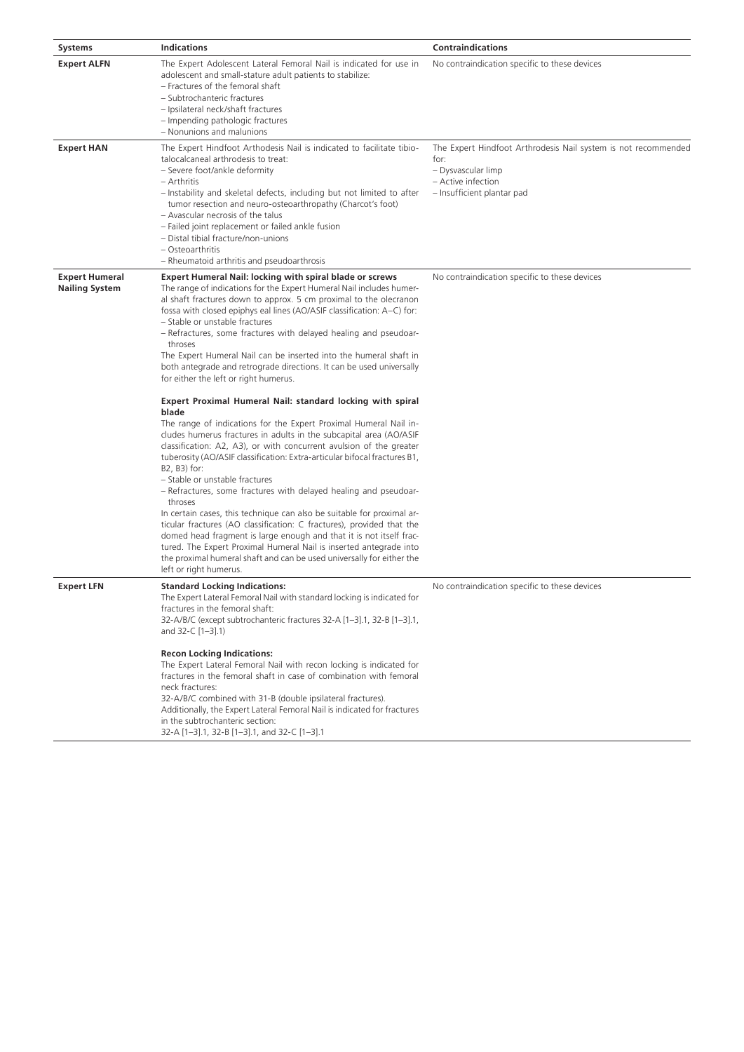| Systems | Indications | Contraindications |
|---|---|---|
| **Expert ALFN** | The Expert Adolescent Lateral Femoral Nail is indicated for use in adolescent and small-stature adult patients to stabilize:<br>– Fractures of the femoral shaft<br>– Subtrochanteric fractures<br>– Ipsilateral neck/shaft fractures<br>– Impending pathologic fractures<br>– Nonunions and malunions | No contraindication specific to these devices |
| **Expert HAN** | The Expert Hindfoot Arthrodesis Nail is indicated to facilitate tibiotalocalcaneal arthrodesis to treat:<br>– Severe foot/ankle deformity<br>– Arthritis<br>– Instability and skeletal defects, including but not limited to after tumor resection and neuro-osteoarthropathy (Charcot's foot)<br>– Avascular necrosis of the talus<br>– Failed joint replacement or failed ankle fusion<br>– Distal tibial fracture/non-unions<br>– Osteoarthritis<br>– Rheumatoid arthritis and pseudoarthrosis | The Expert Hindfoot Arthrodesis Nail system is not recommended for:<br>– Dysvascular limp<br>– Active infection<br>– Insufficient plantar pad |
| **Expert Humeral Nailing System** | **Expert Humeral Nail: locking with spiral blade or screws**<br>The range of indications for the Expert Humeral Nail includes humeral shaft fractures down to approx. 5 cm proximal to the olecranon fossa with closed epiphys eal lines (AO/ASIF classification: A–C) for:<br>– Stable or unstable fractures<br>– Refractures, some fractures with delayed healing and pseudoarthroses<br>The Expert Humeral Nail can be inserted into the humeral shaft in both antegrade and retrograde directions. It can be used universally for either the left or right humerus.<br><br>**Expert Proximal Humeral Nail: standard locking with spiral blade**<br>The range of indications for the Expert Proximal Humeral Nail includes humerus fractures in adults in the subcapital area (AO/ASIF classification: A2, A3), or with concurrent avulsion of the greater tuberosity (AO/ASIF classification: Extra-articular bifocal fractures B1, B2, B3) for:<br>– Stable or unstable fractures<br>– Refractures, some fractures with delayed healing and pseudoarthroses<br>In certain cases, this technique can also be suitable for proximal articular fractures (AO classification: C fractures), provided that the domed head fragment is large enough and that it is not itself fractured. The Expert Proximal Humeral Nail is inserted antegrade into the proximal humeral shaft and can be used universally for either the left or right humerus. | No contraindication specific to these devices |
| **Expert LFN** | **Standard Locking Indications:**<br>The Expert Lateral Femoral Nail with standard locking is indicated for fractures in the femoral shaft:<br>32-A/B/C (except subtrochanteric fractures 32-A [1–3].1, 32-B [1–3].1, and 32-C [1–3].1)<br><br>**Recon Locking Indications:**<br>The Expert Lateral Femoral Nail with recon locking is indicated for fractures in the femoral shaft in case of combination with femoral neck fractures:<br>32-A/B/C combined with 31-B (double ipsilateral fractures).<br>Additionally, the Expert Lateral Femoral Nail is indicated for fractures in the subtrochanteric section:<br>32-A [1–3].1, 32-B [1–3].1, and 32-C [1–3].1 | No contraindication specific to these devices |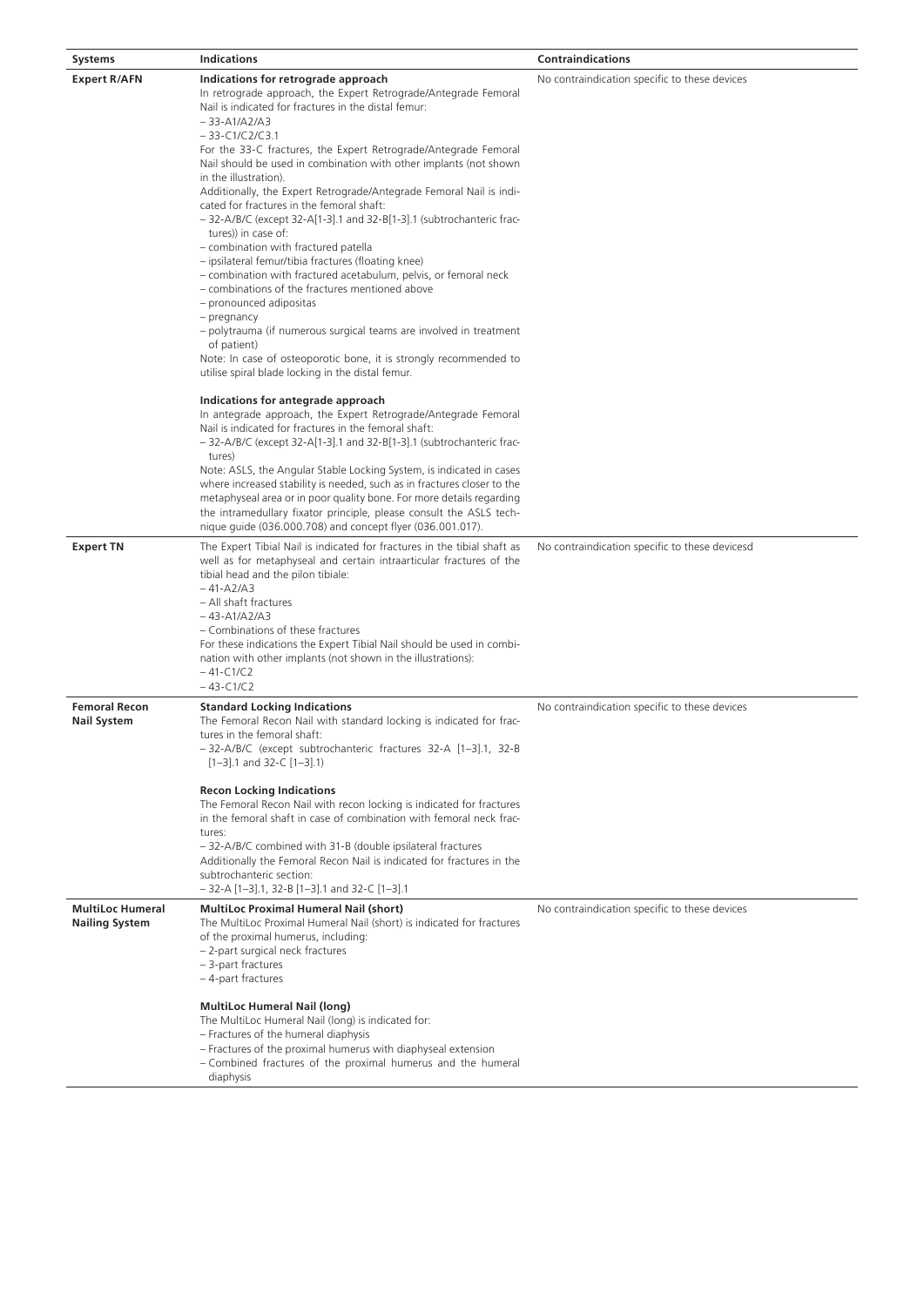| Systems | Indications | Contraindications |
|---|---|---|
| **Expert R/AFN** | **Indications for retrograde approach**<br>In retrograde approach, the Expert Retrograde/Antegrade Femoral Nail is indicated for fractures in the distal femur:<br>– 33-A1/A2/A3<br>– 33-C1/C2/C3.1<br>For the 33-C fractures, the Expert Retrograde/Antegrade Femoral Nail should be used in combination with other implants (not shown in the illustration).<br>Additionally, the Expert Retrograde/Antegrade Femoral Nail is indicated for fractures in the femoral shaft:<br>– 32-A/B/C (except 32-A[1-3].1 and 32-B[1-3].1 (subtrochanteric fractures)) in case of:<br>– combination with fractured patella<br>– ipsilateral femur/tibia fractures (floating knee)<br>– combination with fractured acetabulum, pelvis, or femoral neck<br>– combinations of the fractures mentioned above<br>– pronounced adipositas<br>– pregnancy<br>– polytrauma (if numerous surgical teams are involved in treatment of patient)<br>Note: In case of osteoporotic bone, it is strongly recommended to utilise spiral blade locking in the distal femur.<br><br>**Indications for antegrade approach**<br>In antegrade approach, the Expert Retrograde/Antegrade Femoral Nail is indicated for fractures in the femoral shaft:<br>– 32-A/B/C (except 32-A[1-3].1 and 32-B[1-3].1 (subtrochanteric fractures)<br>Note: ASLS, the Angular Stable Locking System, is indicated in cases where increased stability is needed, such as in fractures closer to the metaphyseal area or in poor quality bone. For more details regarding the intramedullary fixator principle, please consult the ASLS technique guide (036.000.708) and concept flyer (036.001.017). | No contraindication specific to these devices |
| **Expert TN** | The Expert Tibial Nail is indicated for fractures in the tibial shaft as well as for metaphyseal and certain intraarticular fractures of the tibial head and the pilon tibiale:<br>– 41-A2/A3<br>– All shaft fractures<br>– 43-A1/A2/A3<br>– Combinations of these fractures<br>For these indications the Expert Tibial Nail should be used in combination with other implants (not shown in the illustrations):<br>– 41-C1/C2<br>– 43-C1/C2 | No contraindication specific to these devicesd |
| **Femoral Recon Nail System** | **Standard Locking Indications**<br>The Femoral Recon Nail with standard locking is indicated for fractures in the femoral shaft:<br>– 32-A/B/C (except subtrochanteric fractures 32-A [1–3].1, 32-B [1–3].1 and 32-C [1–3].1)<br><br>**Recon Locking Indications**<br>The Femoral Recon Nail with recon locking is indicated for fractures in the femoral shaft in case of combination with femoral neck fractures:<br>– 32-A/B/C combined with 31-B (double ipsilateral fractures<br>Additionally the Femoral Recon Nail is indicated for fractures in the subtrochanteric section:<br>– 32-A [1–3].1, 32-B [1–3].1 and 32-C [1–3].1 | No contraindication specific to these devices |
| **MultiLoc Humeral Nailing System** | **MultiLoc Proximal Humeral Nail (short)**<br>The MultiLoc Proximal Humeral Nail (short) is indicated for fractures of the proximal humerus, including:<br>– 2-part surgical neck fractures<br>– 3-part fractures<br>– 4-part fractures<br><br>**MultiLoc Humeral Nail (long)**<br>The MultiLoc Humeral Nail (long) is indicated for:<br>– Fractures of the humeral diaphysis<br>– Fractures of the proximal humerus with diaphyseal extension<br>– Combined fractures of the proximal humerus and the humeral diaphysis | No contraindication specific to these devices |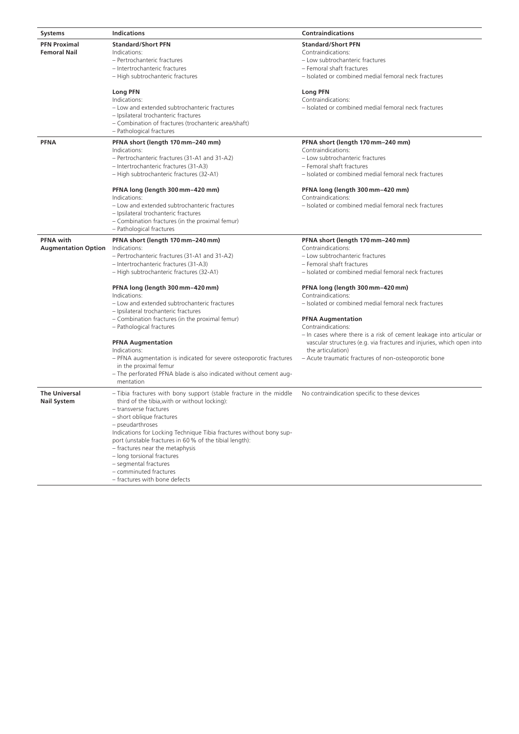| Systems | Indications | Contraindications |
|---|---|---|
| **PFN Proximal Femoral Nail** | **Standard/Short PFN**<br>Indications:<br>– Pertrochanteric fractures<br>– Intertrochanteric fractures<br>– High subtrochanteric fractures<br><br>**Long PFN**<br>Indications:<br>– Low and extended subtrochanteric fractures<br>– Ipsilateral trochanteric fractures<br>– Combination of fractures (trochanteric area/shaft)<br>– Pathological fractures | **Standard/Short PFN**<br>Contraindications:<br>– Low subtrochanteric fractures<br>– Femoral shaft fractures<br>– Isolated or combined medial femoral neck fractures<br><br>**Long PFN**<br>Contraindications:<br>– Isolated or combined medial femoral neck fractures |
| **PFNA** | **PFNA short (length 170 mm–240 mm)**<br>Indications:<br>– Pertrochanteric fractures (31-A1 and 31-A2)<br>– Intertrochanteric fractures (31-A3)<br>– High subtrochanteric fractures (32-A1)<br><br>**PFNA long (length 300 mm–420 mm)**<br>Indications:<br>– Low and extended subtrochanteric fractures<br>– Ipsilateral trochanteric fractures<br>– Combination fractures (in the proximal femur)<br>– Pathological fractures | **PFNA short (length 170 mm–240 mm)**<br>Contraindications:<br>– Low subtrochanteric fractures<br>– Femoral shaft fractures<br>– Isolated or combined medial femoral neck fractures<br><br>**PFNA long (length 300 mm–420 mm)**<br>Contraindications:<br>– Isolated or combined medial femoral neck fractures |
| **PFNA with Augmentation Option** | **PFNA short (length 170 mm–240 mm)**<br>Indications:<br>– Pertrochanteric fractures (31-A1 and 31-A2)<br>– Intertrochanteric fractures (31-A3)<br>– High subtrochanteric fractures (32-A1)<br><br>**PFNA long (length 300 mm–420 mm)**<br>Indications:<br>– Low and extended subtrochanteric fractures<br>– Ipsilateral trochanteric fractures<br>– Combination fractures (in the proximal femur)<br>– Pathological fractures<br><br>**PFNA Augmentation**<br>Indications:<br>– PFNA augmentation is indicated for severe osteoporotic fractures in the proximal femur<br>– The perforated PFNA blade is also indicated without cement augmentation | **PFNA short (length 170 mm–240 mm)**<br>Contraindications:<br>– Low subtrochanteric fractures<br>– Femoral shaft fractures<br>– Isolated or combined medial femoral neck fractures<br><br>**PFNA long (length 300 mm–420 mm)**<br>Contraindications:<br>– Isolated or combined medial femoral neck fractures<br><br>**PFNA Augmentation**<br>Contraindications:<br>– In cases where there is a risk of cement leakage into articular or vascular structures (e.g. via fractures and injuries, which open into the articulation)<br>– Acute traumatic fractures of non-osteoporotic bone |
| **The Universal Nail System** | – Tibia fractures with bony support (stable fracture in the middle third of the tibia,with or without locking):<br>– transverse fractures<br>– short oblique fractures<br>– pseudarthroses<br>Indications for Locking Technique Tibia fractures without bony support (unstable fractures in 60 % of the tibial length):<br>– fractures near the metaphysis<br>– long torsional fractures<br>– segmental fractures<br>– comminuted fractures<br>– fractures with bone defects | No contraindication specific to these devices |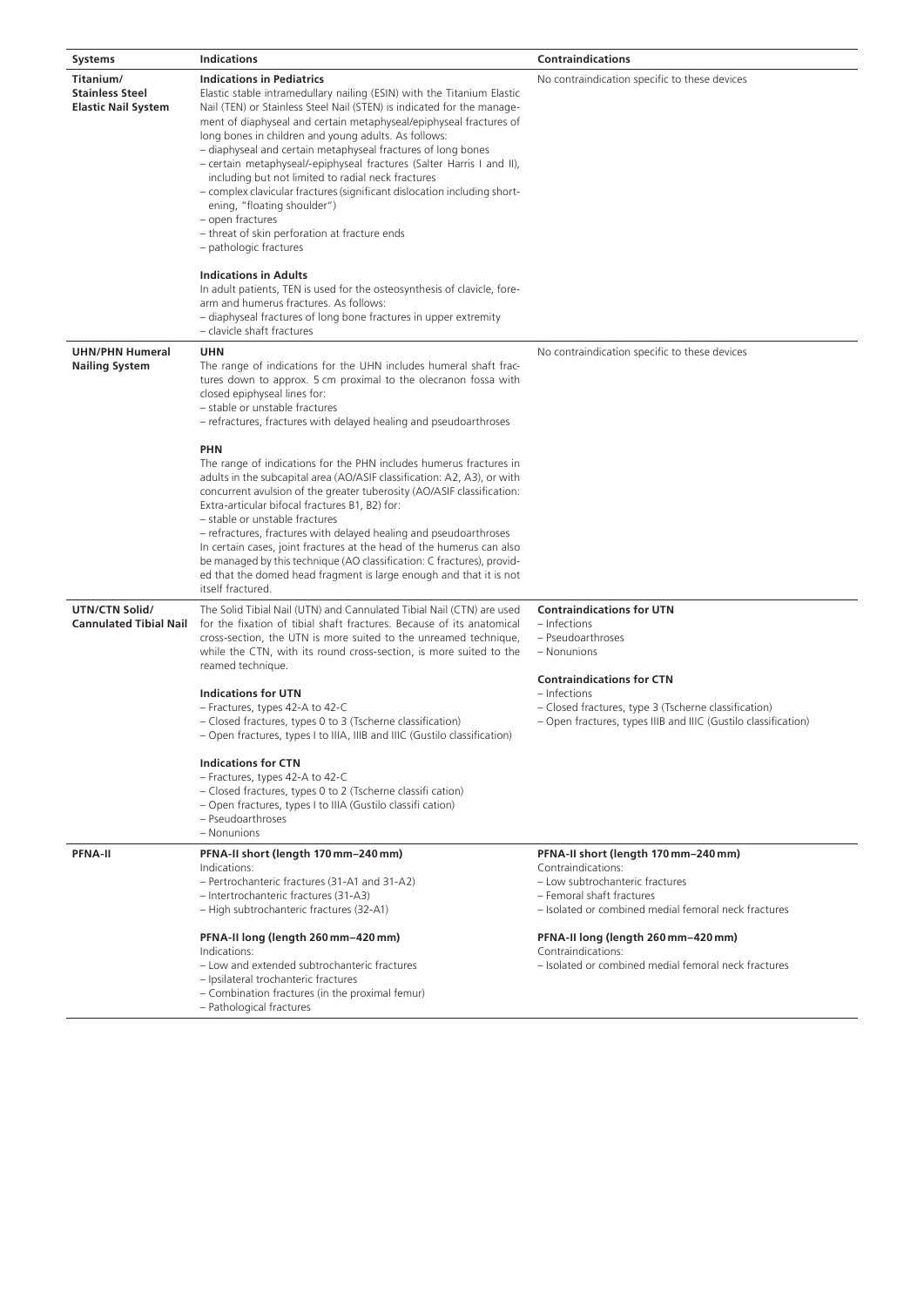| Systems | Indications | Contraindications |
|---|---|---|
| **Titanium/ Stainless Steel Elastic Nail System** | **Indications in Pediatrics**<br>Elastic stable intramedullary nailing (ESIN) with the Titanium Elastic Nail (TEN) or Stainless Steel Nail (STEN) is indicated for the management of diaphyseal and certain metaphyseal/epiphyseal fractures of long bones in children and young adults. As follows:<br>– diaphyseal and certain metaphyseal fractures of long bones<br>– certain metaphyseal/-epiphyseal fractures (Salter Harris I and II), including but not limited to radial neck fractures<br>– complex clavicular fractures (significant dislocation including shortening, "floating shoulder")<br>– open fractures<br>– threat of skin perforation at fracture ends<br>– pathologic fractures<br><br>**Indications in Adults**<br>In adult patients, TEN is used for the osteosynthesis of clavicle, forearm and humerus fractures. As follows:<br>– diaphyseal fractures of long bone fractures in upper extremity<br>– clavicle shaft fractures | No contraindication specific to these devices |
| **UHN/PHN Humeral Nailing System** | **UHN**<br>The range of indications for the UHN includes humeral shaft fractures down to approx. 5 cm proximal to the olecranon fossa with closed epiphyseal lines for:<br>– stable or unstable fractures<br>– refractures, fractures with delayed healing and pseudoarthroses<br><br>**PHN**<br>The range of indications for the PHN includes humerus fractures in adults in the subcapital area (AO/ASIF classification: A2, A3), or with concurrent avulsion of the greater tuberosity (AO/ASIF classification: Extra-articular bifocal fractures B1, B2) for:<br>– stable or unstable fractures<br>– refractures, fractures with delayed healing and pseudoarthroses<br>In certain cases, joint fractures at the head of the humerus can also be managed by this technique (AO classification: C fractures), provided that the domed head fragment is large enough and that it is not itself fractured. | No contraindication specific to these devices |
| **UTN/CTN Solid/ Cannulated Tibial Nail** | The Solid Tibial Nail (UTN) and Cannulated Tibial Nail (CTN) are used for the fixation of tibial shaft fractures. Because of its anatomical cross-section, the UTN is more suited to the unreamed technique, while the CTN, with its round cross-section, is more suited to the reamed technique.<br><br>**Indications for UTN**<br>– Fractures, types 42-A to 42-C<br>– Closed fractures, types 0 to 3 (Tscherne classification)<br>– Open fractures, types I to IIIA, IIIB and IIIC (Gustilo classification)<br><br>**Indications for CTN**<br>– Fractures, types 42-A to 42-C<br>– Closed fractures, types 0 to 2 (Tscherne classifi cation)<br>– Open fractures, types I to IIIA (Gustilo classifi cation)<br>– Pseudoarthroses<br>– Nonunions | **Contraindications for UTN**<br>– Infections<br>– Pseudoarthroses<br>– Nonunions<br><br>**Contraindications for CTN**<br>– Infections<br>– Closed fractures, type 3 (Tscherne classification)<br>– Open fractures, types IIIB and IIIC (Gustilo classification) |
| **PFNA-II** | **PFNA-II short (length 170 mm–240 mm)**<br>Indications:<br>– Pertrochanteric fractures (31-A1 and 31-A2)<br>– Intertrochanteric fractures (31-A3)<br>– High subtrochanteric fractures (32-A1)<br><br>**PFNA-II long (length 260 mm–420 mm)**<br>Indications:<br>– Low and extended subtrochanteric fractures<br>– Ipsilateral trochanteric fractures<br>– Combination fractures (in the proximal femur)<br>– Pathological fractures | **PFNA-II short (length 170 mm–240 mm)**<br>Contraindications:<br>– Low subtrochanteric fractures<br>– Femoral shaft fractures<br>– Isolated or combined medial femoral neck fractures<br><br>**PFNA-II long (length 260 mm–420 mm)**<br>Contraindications:<br>– Isolated or combined medial femoral neck fractures |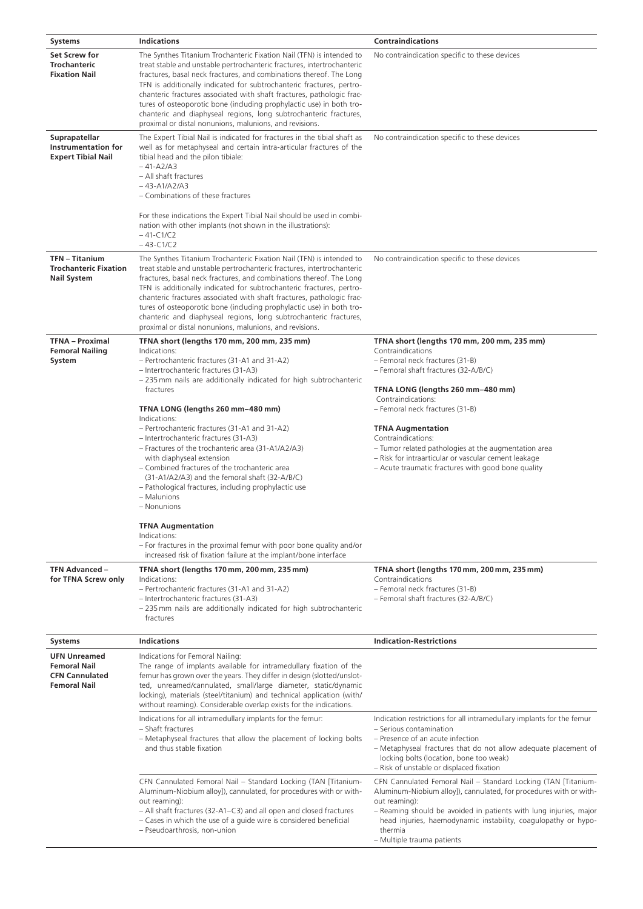| Systems | Indications | Contraindications |
|---|---|---|
| **Set Screw for Trochanteric Fixation Nail** | The Synthes Titanium Trochanteric Fixation Nail (TFN) is intended to treat stable and unstable pertrochanteric fractures, intertrochanteric fractures, basal neck fractures, and combinations thereof. The Long TFN is additionally indicated for subtrochanteric fractures, pertrochanteric fractures associated with shaft fractures, pathologic fractures of osteoporotic bone (including prophylactic use) in both trochanteric and diaphyseal regions, long subtrochanteric fractures, proximal or distal nonunions, malunions, and revisions. | No contraindication specific to these devices |
| **Suprapatellar Instrumentation for Expert Tibial Nail** | The Expert Tibial Nail is indicated for fractures in the tibial shaft as well as for metaphyseal and certain intra-articular fractures of the tibial head and the pilon tibiale:<br>– 41-A2/A3<br>– All shaft fractures<br>– 43-A1/A2/A3<br>– Combinations of these fractures<br><br>For these indications the Expert Tibial Nail should be used in combination with other implants (not shown in the illustrations):<br>– 41-C1/C2<br>– 43-C1/C2 | No contraindication specific to these devices |
| **TFN – Titanium Trochanteric Fixation Nail System** | The Synthes Titanium Trochanteric Fixation Nail (TFN) is intended to treat stable and unstable pertrochanteric fractures, intertrochanteric fractures, basal neck fractures, and combinations thereof. The Long TFN is additionally indicated for subtrochanteric fractures, pertrochanteric fractures associated with shaft fractures, pathologic fractures of osteoporotic bone (including prophylactic use) in both trochanteric and diaphyseal regions, long subtrochanteric fractures, proximal or distal nonunions, malunions, and revisions. | No contraindication specific to these devices |
| **TFNA – Proximal Femoral Nailing System** | **TFNA short (lengths 170 mm, 200 mm, 235 mm)**<br>Indications:<br>– Pertrochanteric fractures (31-A1 and 31-A2)<br>– Intertrochanteric fractures (31-A3)<br>– 235 mm nails are additionally indicated for high subtrochanteric fractures<br><br>**TFNA LONG (lengths 260 mm–480 mm)**<br>Indications:<br>– Pertrochanteric fractures (31-A1 and 31-A2)<br>– Intertrochanteric fractures (31-A3)<br>– Fractures of the trochanteric area (31-A1/A2/A3) with diaphyseal extension<br>– Combined fractures of the trochanteric area (31-A1/A2/A3) and the femoral shaft (32-A/B/C)<br>– Pathological fractures, including prophylactic use<br>– Malunions<br>– Nonunions<br><br>**TFNA Augmentation**<br>Indications:<br>– For fractures in the proximal femur with poor bone quality and/or increased risk of fixation failure at the implant/bone interface | **TFNA short (lengths 170 mm, 200 mm, 235 mm)**<br>Contraindications<br>– Femoral neck fractures (31-B)<br>– Femoral shaft fractures (32-A/B/C)<br><br>**TFNA LONG (lengths 260 mm–480 mm)**<br>Contraindications:<br>– Femoral neck fractures (31-B)<br><br>**TFNA Augmentation**<br>Contraindications:<br>– Tumor related pathologies at the augmentation area<br>– Risk for intraarticular or vascular cement leakage<br>– Acute traumatic fractures with good bone quality |
| **TFN Advanced – for TFNA Screw only** | **TFNA short (lengths 170 mm, 200 mm, 235 mm)**<br>Indications:<br>– Pertrochanteric fractures (31-A1 and 31-A2)<br>– Intertrochanteric fractures (31-A3)<br>– 235 mm nails are additionally indicated for high subtrochanteric fractures | **TFNA short (lengths 170 mm, 200 mm, 235 mm)**<br>Contraindications<br>– Femoral neck fractures (31-B)<br>– Femoral shaft fractures (32-A/B/C) |

| Systems | Indications | Indication-Restrictions |
|---|---|---|
| **UFN Unreamed Femoral Nail CFN Cannulated Femoral Nail** | Indications for Femoral Nailing:<br>The range of implants available for intramedullary fixation of the femur has grown over the years. They differ in design (slotted/unslotted, unreamed/cannulated, small/large diameter, static/dynamic locking), materials (steel/titanium) and technical application (with/without reaming). Considerable overlap exists for the indications. | |
| | Indications for all intramedullary implants for the femur:<br>– Shaft fractures<br>– Metaphyseal fractures that allow the placement of locking bolts and thus stable fixation | Indication restrictions for all intramedullary implants for the femur<br>– Serious contamination<br>– Presence of an acute infection<br>– Metaphyseal fractures that do not allow adequate placement of locking bolts (location, bone too weak)<br>– Risk of unstable or displaced fixation |
| | CFN Cannulated Femoral Nail – Standard Locking (TAN [Titanium-Aluminum-Niobium alloy]), cannulated, for procedures with or without reaming):<br>– All shaft fractures (32-A1–C3) and all open and closed fractures<br>– Cases in which the use of a guide wire is considered beneficial<br>– Pseudoarthrosis, non-union | CFN Cannulated Femoral Nail – Standard Locking (TAN [Titanium-Aluminum-Niobium alloy]), cannulated, for procedures with or without reaming):<br>– Reaming should be avoided in patients with lung injuries, major head injuries, haemodynamic instability, coagulopathy or hypothermia<br>– Multiple trauma patients |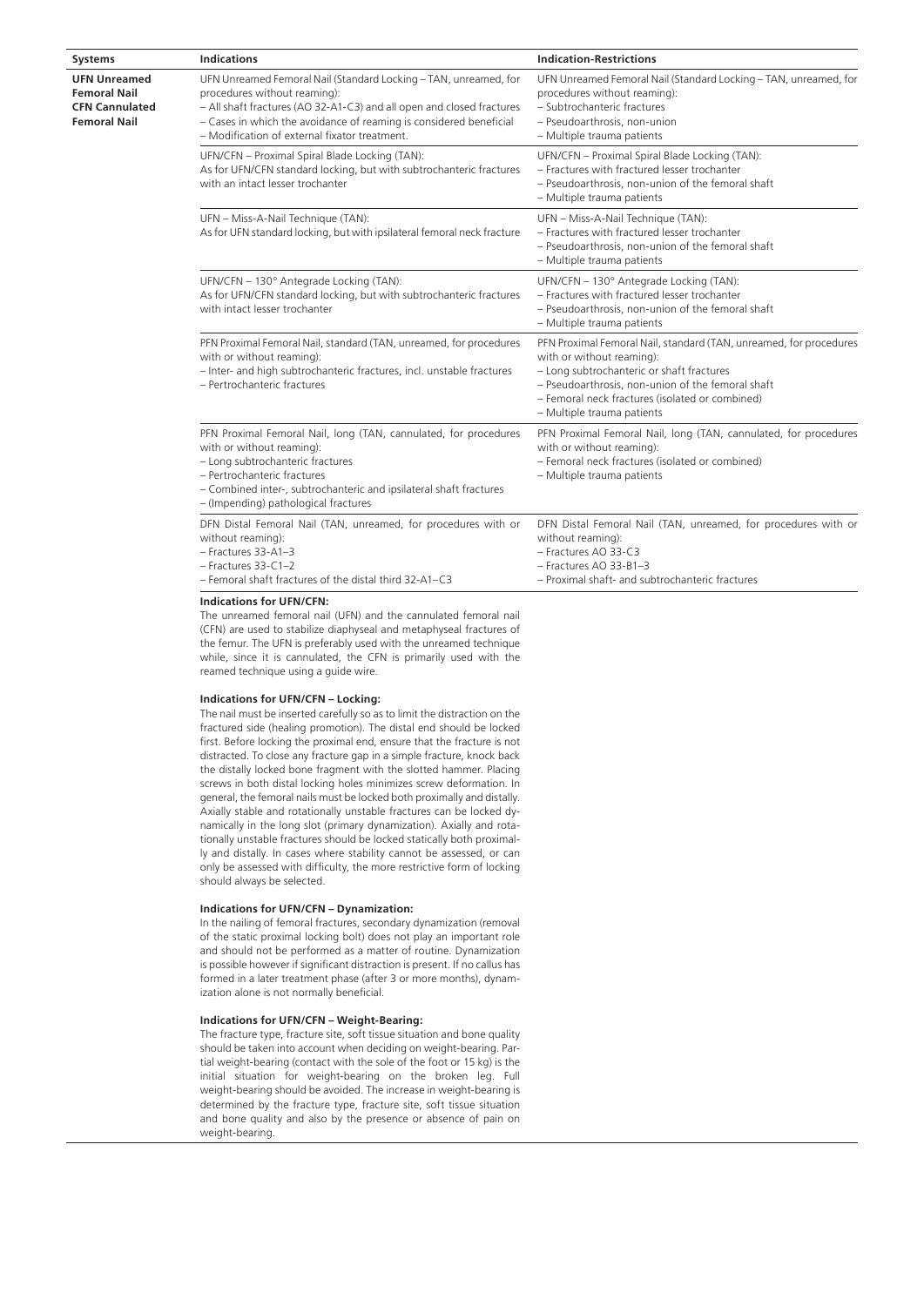| Systems | Indications | Indication-Restrictions |
| --- | --- | --- |
| **UFN Unreamed Femoral Nail CFN Cannulated Femoral Nail** | UFN Unreamed Femoral Nail (Standard Locking – TAN, unreamed, for procedures without reaming):<br>– All shaft fractures (AO 32-A1-C3) and all open and closed fractures<br>– Cases in which the avoidance of reaming is considered beneficial<br>– Modification of external fixator treatment. | UFN Unreamed Femoral Nail (Standard Locking – TAN, unreamed, for procedures without reaming):<br>– Subtrochanteric fractures<br>– Pseudoarthrosis, non-union<br>– Multiple trauma patients |
| | UFN/CFN – Proximal Spiral Blade Locking (TAN):<br>As for UFN/CFN standard locking, but with subtrochanteric fractures with an intact lesser trochanter | UFN/CFN – Proximal Spiral Blade Locking (TAN):<br>– Fractures with fractured lesser trochanter<br>– Pseudoarthrosis, non-union of the femoral shaft<br>– Multiple trauma patients |
| | UFN – Miss-A-Nail Technique (TAN):<br>As for UFN standard locking, but with ipsilateral femoral neck fracture | UFN – Miss-A-Nail Technique (TAN):<br>– Fractures with fractured lesser trochanter<br>– Pseudoarthrosis, non-union of the femoral shaft<br>– Multiple trauma patients |
| | UFN/CFN – 130° Antegrade Locking (TAN):<br>As for UFN/CFN standard locking, but with subtrochanteric fractures with intact lesser trochanter | UFN/CFN – 130° Antegrade Locking (TAN):<br>– Fractures with fractured lesser trochanter<br>– Pseudoarthrosis, non-union of the femoral shaft<br>– Multiple trauma patients |
| | PFN Proximal Femoral Nail, standard (TAN, unreamed, for procedures with or without reaming):<br>– Inter- and high subtrochanteric fractures, incl. unstable fractures<br>– Pertrochanteric fractures | PFN Proximal Femoral Nail, standard (TAN, unreamed, for procedures with or without reaming):<br>– Long subtrochanteric or shaft fractures<br>– Pseudoarthrosis, non-union of the femoral shaft<br>– Femoral neck fractures (isolated or combined)<br>– Multiple trauma patients |
| | PFN Proximal Femoral Nail, long (TAN, cannulated, for procedures with or without reaming):<br>– Long subtrochanteric fractures<br>– Pertrochanteric fractures<br>– Combined inter-, subtrochanteric and ipsilateral shaft fractures<br>– (Impending) pathological fractures | PFN Proximal Femoral Nail, long (TAN, cannulated, for procedures with or without reaming):<br>– Femoral neck fractures (isolated or combined)<br>– Multiple trauma patients |
| | DFN Distal Femoral Nail (TAN, unreamed, for procedures with or without reaming):<br>– Fractures 33-A1–3<br>– Fractures 33-C1–2<br>– Femoral shaft fractures of the distal third 32-A1–C3 | DFN Distal Femoral Nail (TAN, unreamed, for procedures with or without reaming):<br>– Fractures AO 33-C3<br>– Fractures AO 33-B1–3<br>– Proximal shaft- and subtrochanteric fractures |

**Indications for UFN/CFN:**
The unreamed femoral nail (UFN) and the cannulated femoral nail (CFN) are used to stabilize diaphyseal and metaphyseal fractures of the femur. The UFN is preferably used with the unreamed technique while, since it is cannulated, the CFN is primarily used with the reamed technique using a guide wire.

**Indications for UFN/CFN – Locking:**
The nail must be inserted carefully so as to limit the distraction on the fractured side (healing promotion). The distal end should be locked first. Before locking the proximal end, ensure that the fracture is not distracted. To close any fracture gap in a simple fracture, knock back the distally locked bone fragment with the slotted hammer. Placing screws in both distal locking holes minimizes screw deformation. In general, the femoral nails must be locked both proximally and distally. Axially stable and rotationally unstable fractures can be locked dynamically in the long slot (primary dynamization). Axially and rotationally unstable fractures should be locked statically both proximally and distally. In cases where stability cannot be assessed, or can only be assessed with difficulty, the more restrictive form of locking should always be selected.

**Indications for UFN/CFN – Dynamization:**
In the nailing of femoral fractures, secondary dynamization (removal of the static proximal locking bolt) does not play an important role and should not be performed as a matter of routine. Dynamization is possible however if significant distraction is present. If no callus has formed in a later treatment phase (after 3 or more months), dynamization alone is not normally beneficial.

**Indications for UFN/CFN – Weight-Bearing:**
The fracture type, fracture site, soft tissue situation and bone quality should be taken into account when deciding on weight-bearing. Partial weight-bearing (contact with the sole of the foot or 15 kg) is the initial situation for weight-bearing on the broken leg. Full weight-bearing should be avoided. The increase in weight-bearing is determined by the fracture type, fracture site, soft tissue situation and bone quality and also by the presence or absence of pain on weight-bearing.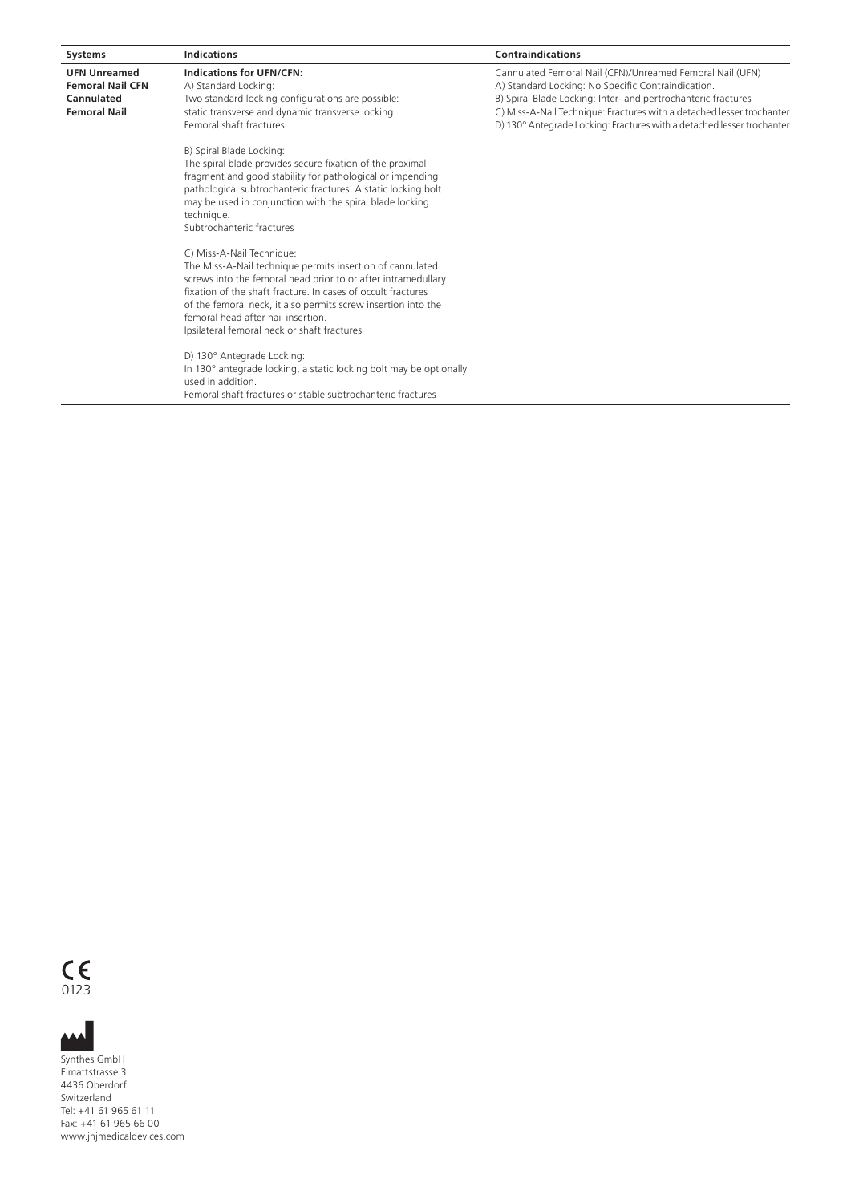| Systems | Indications | Contraindications |
|---|---|---|
| **UFN Unreamed Femoral Nail CFN Cannulated Femoral Nail** | **Indications for UFN/CFN:**<br>A) Standard Locking:<br>Two standard locking configurations are possible: static transverse and dynamic transverse locking<br>Femoral shaft fractures<br><br>B) Spiral Blade Locking:<br>The spiral blade provides secure fixation of the proximal fragment and good stability for pathological or impending pathological subtrochanteric fractures. A static locking bolt may be used in conjunction with the spiral blade locking technique.<br>Subtrochanteric fractures<br><br>C) Miss-A-Nail Technique:<br>The Miss-A-Nail technique permits insertion of cannulated screws into the femoral head prior to or after intramedullary fixation of the shaft fracture. In cases of occult fractures of the femoral neck, it also permits screw insertion into the femoral head after nail insertion.<br>Ipsilateral femoral neck or shaft fractures<br><br>D) 130° Antegrade Locking:<br>In 130° antegrade locking, a static locking bolt may be optionally used in addition.<br>Femoral shaft fractures or stable subtrochanteric fractures | Cannulated Femoral Nail (CFN)/Unreamed Femoral Nail (UFN)<br>A) Standard Locking: No Specific Contraindication.<br>B) Spiral Blade Locking: Inter- and pertrochanteric fractures<br>C) Miss-A-Nail Technique: Fractures with a detached lesser trochanter<br>D) 130° Antegrade Locking: Fractures with a detached lesser trochanter |

CE
0123

Synthes GmbH
Eimattstrasse 3
4436 Oberdorf
Switzerland
Tel: +41 61 965 61 11
Fax: +41 61 965 66 00
www.jnjmedicaldevices.com